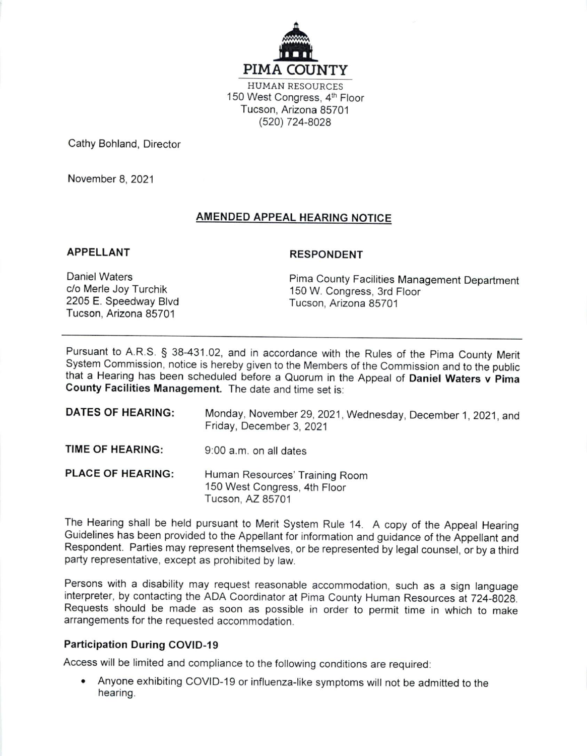**PIMA COUNTY**

HUMAN RESOURCES
150 West Congress, 4th Floor
Tucson, Arizona 85701
(520) 724-8028

Cathy Bohland, Director

November 8, 2021

## AMENDED APPEAL HEARING NOTICE

| APPELLANT | RESPONDENT |
|---|---|
| Daniel Waters<br>c/o Merle Joy Turchik<br>2205 E. Speedway Blvd<br>Tucson, Arizona 85701 | Pima County Facilities Management Department<br>150 W. Congress, 3rd Floor<br>Tucson, Arizona 85701 |

---

Pursuant to A.R.S. § 38-431.02, and in accordance with the Rules of the Pima County Merit System Commission, notice is hereby given to the Members of the Commission and to the public that a Hearing has been scheduled before a Quorum in the Appeal of **Daniel Waters v Pima County Facilities Management.** The date and time set is:

**DATES OF HEARING:** Monday, November 29, 2021, Wednesday, December 1, 2021, and Friday, December 3, 2021

**TIME OF HEARING:** 9:00 a.m. on all dates

**PLACE OF HEARING:** Human Resources' Training Room
150 West Congress, 4th Floor
Tucson, AZ 85701

The Hearing shall be held pursuant to Merit System Rule 14. A copy of the Appeal Hearing Guidelines has been provided to the Appellant for information and guidance of the Appellant and Respondent. Parties may represent themselves, or be represented by legal counsel, or by a third party representative, except as prohibited by law.

Persons with a disability may request reasonable accommodation, such as a sign language interpreter, by contacting the ADA Coordinator at Pima County Human Resources at 724-8028. Requests should be made as soon as possible in order to permit time in which to make arrangements for the requested accommodation.

### Participation During COVID-19

Access will be limited and compliance to the following conditions are required:

- Anyone exhibiting COVID-19 or influenza-like symptoms will not be admitted to the hearing.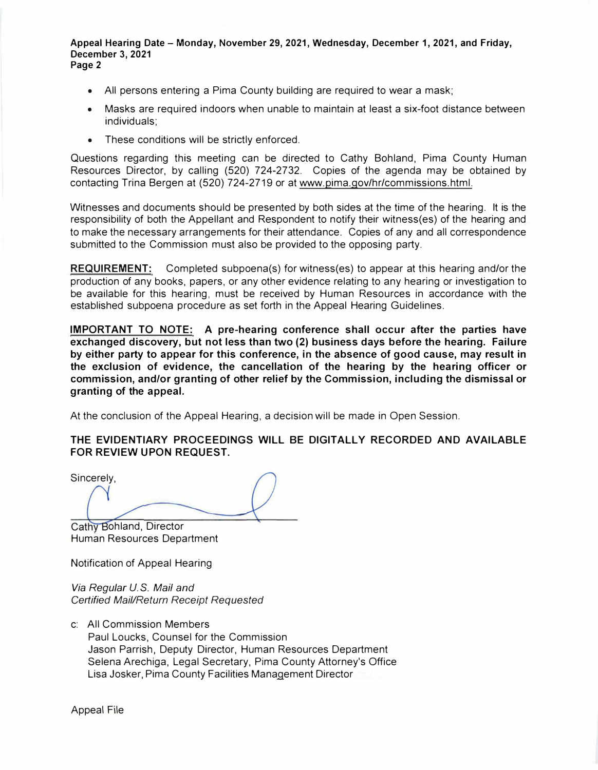- All persons entering a Pima County building are required to wear a mask;
- Masks are required indoors when unable to maintain at least a six-foot distance between individuals;
- These conditions will be strictly enforced.

Questions regarding this meeting can be directed to Cathy Bohland, Pima County Human Resources Director, by calling (520) 724-2732. Copies of the agenda may be obtained by contacting Trina Bergen at (520) 724-2719 or at www.pima.gov/hr/commissions.html.

Witnesses and documents should be presented by both sides at the time of the hearing. It is the responsibility of both the Appellant and Respondent to notify their witness(es) of the hearing and to make the necessary arrangements for their attendance. Copies of any and all correspondence submitted to the Commission must also be provided to the opposing party.

**REQUIREMENT:** Completed subpoena(s) for witness(es) to appear at this hearing and/or the production of any books, papers, or any other evidence relating to any hearing or investigation to be available for this hearing, must be received by Human Resources in accordance with the established subpoena procedure as set forth in the Appeal Hearing Guidelines.

**IMPORTANT TO NOTE: A pre-hearing conference shall occur after the parties have exchanged discovery, but not less than two (2) business days before the hearing. Failure by either party to appear for this conference, in the absence of good cause, may result in the exclusion of evidence, the cancellation of the hearing by the hearing officer or commission, and/or granting of other relief by the Commission, including the dismissal or granting of the appeal.**

At the conclusion of the Appeal Hearing, a decision will be made in Open Session.

**THE EVIDENTIARY PROCEEDINGS WILL BE DIGITALLY RECORDED AND AVAILABLE FOR REVIEW UPON REQUEST.**

Sincerely,

Cathy Bohland, Director
Human Resources Department

Notification of Appeal Hearing

*Via Regular U.S. Mail and*
*Certified Mail/Return Receipt Requested*

c: All Commission Members
Paul Loucks, Counsel for the Commission
Jason Parrish, Deputy Director, Human Resources Department
Selena Arechiga, Legal Secretary, Pima County Attorney's Office
Lisa Josker, Pima County Facilities Management Director

Appeal File